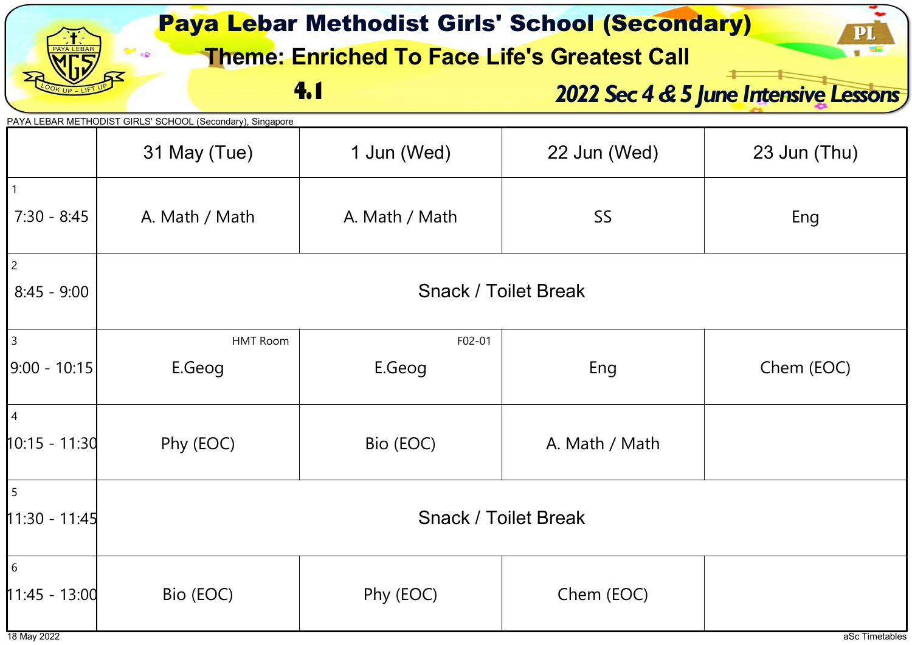# Paya Lebar Methodist Girls' School (Secondary)

## Theme: Enriched To Face Life's Greatest Call

### 4.1

### *2022 Sec 4 & 5 June Intensive Lessons*

PAYA LEBAR METHODIST GIRLS' SCHOOL (Secondary), Singapore

| | 31 May (Tue) | 1 Jun (Wed) | 22 Jun (Wed) | 23 Jun (Thu) |
|---|---|---|---|---|
| 1<br>7:30 - 8:45 | A. Math / Math | A. Math / Math | SS | Eng |
| 2<br>8:45 - 9:00 | Snack / Toilet Break | | | |
| 3<br>9:00 - 10:15 | HMT Room<br>E.Geog | F02-01<br>E.Geog | Eng | Chem (EOC) |
| 4<br>10:15 - 11:30 | Phy (EOC) | Bio (EOC) | A. Math / Math | |
| 5<br>11:30 - 11:45 | Snack / Toilet Break | | | |
| 6<br>11:45 - 13:00 | Bio (EOC) | Phy (EOC) | Chem (EOC) | |

18 May 2022

aSc Timetables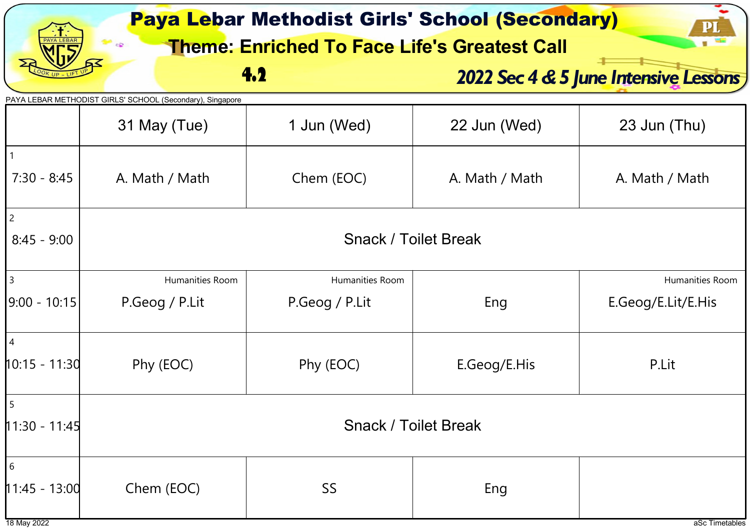# Paya Lebar Methodist Girls' School (Secondary)

## Theme: Enriched To Face Life's Greatest Call

**4.2**

***2022 Sec 4 & 5 June Intensive Lessons***

PAYA LEBAR METHODIST GIRLS' SCHOOL (Secondary), Singapore

| | 31 May (Tue) | 1 Jun (Wed) | 22 Jun (Wed) | 23 Jun (Thu) |
|---|---|---|---|---|
| 1<br>7:30 - 8:45 | A. Math / Math | Chem (EOC) | A. Math / Math | A. Math / Math |
| 2<br>8:45 - 9:00 | Snack / Toilet Break | | | |
| 3<br>9:00 - 10:15 | Humanities Room<br>P.Geog / P.Lit | Humanities Room<br>P.Geog / P.Lit | Eng | Humanities Room<br>E.Geog/E.Lit/E.His |
| 4<br>10:15 - 11:30 | Phy (EOC) | Phy (EOC) | E.Geog/E.His | P.Lit |
| 5<br>11:30 - 11:45 | Snack / Toilet Break | | | |
| 6<br>11:45 - 13:00 | Chem (EOC) | SS | Eng | |

18 May 2022

aSc Timetables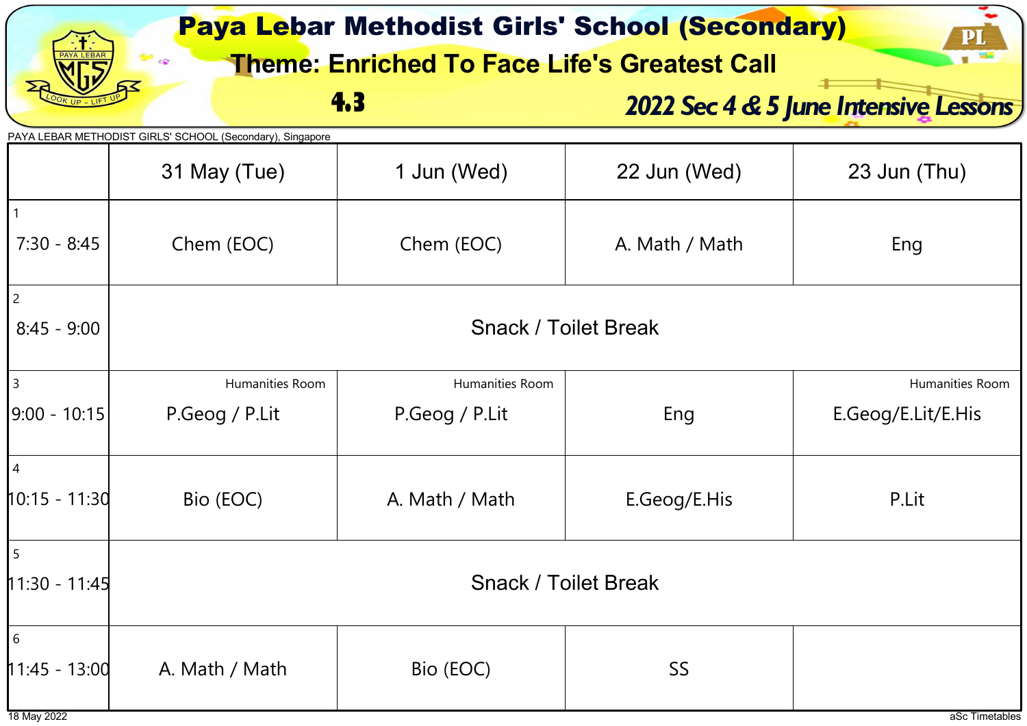# Paya Lebar Methodist Girls' School (Secondary)

## Theme: Enriched To Face Life's Greatest Call

**4.3**

***2022 Sec 4 & 5 June Intensive Lessons***

PAYA LEBAR METHODIST GIRLS' SCHOOL (Secondary), Singapore

| | 31 May (Tue) | 1 Jun (Wed) | 22 Jun (Wed) | 23 Jun (Thu) |
|---|---|---|---|---|
| 1<br>7:30 - 8:45 | Chem (EOC) | Chem (EOC) | A. Math / Math | Eng |
| 2<br>8:45 - 9:00 | Snack / Toilet Break | | | |
| 3<br>9:00 - 10:15 | Humanities Room<br>P.Geog / P.Lit | Humanities Room<br>P.Geog / P.Lit | Eng | Humanities Room<br>E.Geog/E.Lit/E.His |
| 4<br>10:15 - 11:30 | Bio (EOC) | A. Math / Math | E.Geog/E.His | P.Lit |
| 5<br>11:30 - 11:45 | Snack / Toilet Break | | | |
| 6<br>11:45 - 13:00 | A. Math / Math | Bio (EOC) | SS | |

18 May 2022

aSc Timetables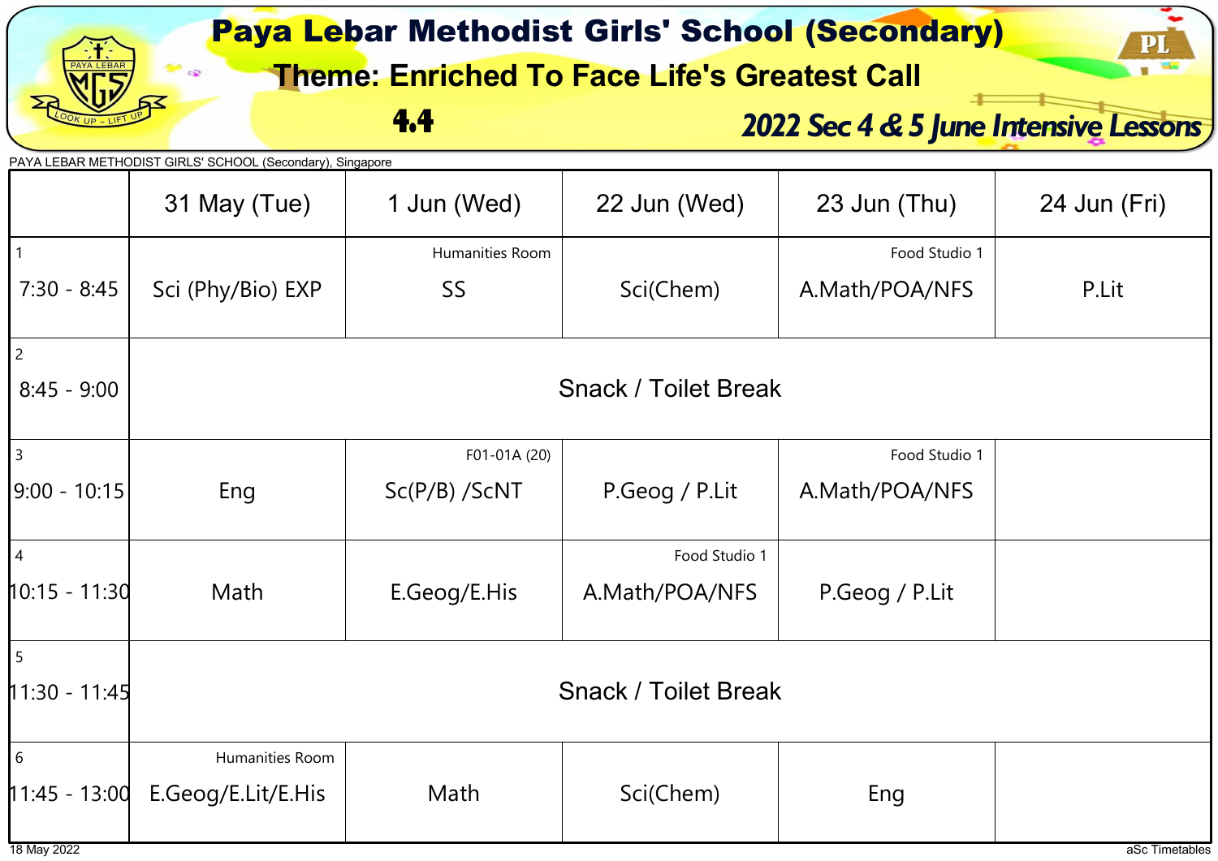# Paya Lebar Methodist Girls' School (Secondary)

## Theme: Enriched To Face Life's Greatest Call

**4.4**

***2022 Sec 4 & 5 June Intensive Lessons***

PAYA LEBAR METHODIST GIRLS' SCHOOL (Secondary), Singapore

| | 31 May (Tue) | 1 Jun (Wed) | 22 Jun (Wed) | 23 Jun (Thu) | 24 Jun (Fri) |
|---|---|---|---|---|---|
| 1<br>7:30 - 8:45 | Sci (Phy/Bio) EXP | Humanities Room<br>SS | Sci(Chem) | Food Studio 1<br>A.Math/POA/NFS | P.Lit |
| 2<br>8:45 - 9:00 | Snack / Toilet Break | | | | |
| 3<br>9:00 - 10:15 | Eng | F01-01A (20)<br>Sc(P/B) /ScNT | P.Geog / P.Lit | Food Studio 1<br>A.Math/POA/NFS | |
| 4<br>10:15 - 11:30 | Math | E.Geog/E.His | Food Studio 1<br>A.Math/POA/NFS | P.Geog / P.Lit | |
| 5<br>11:30 - 11:45 | Snack / Toilet Break | | | | |
| 6<br>11:45 - 13:00 | Humanities Room<br>E.Geog/E.Lit/E.His | Math | Sci(Chem) | Eng | |

18 May 2022

aSc Timetables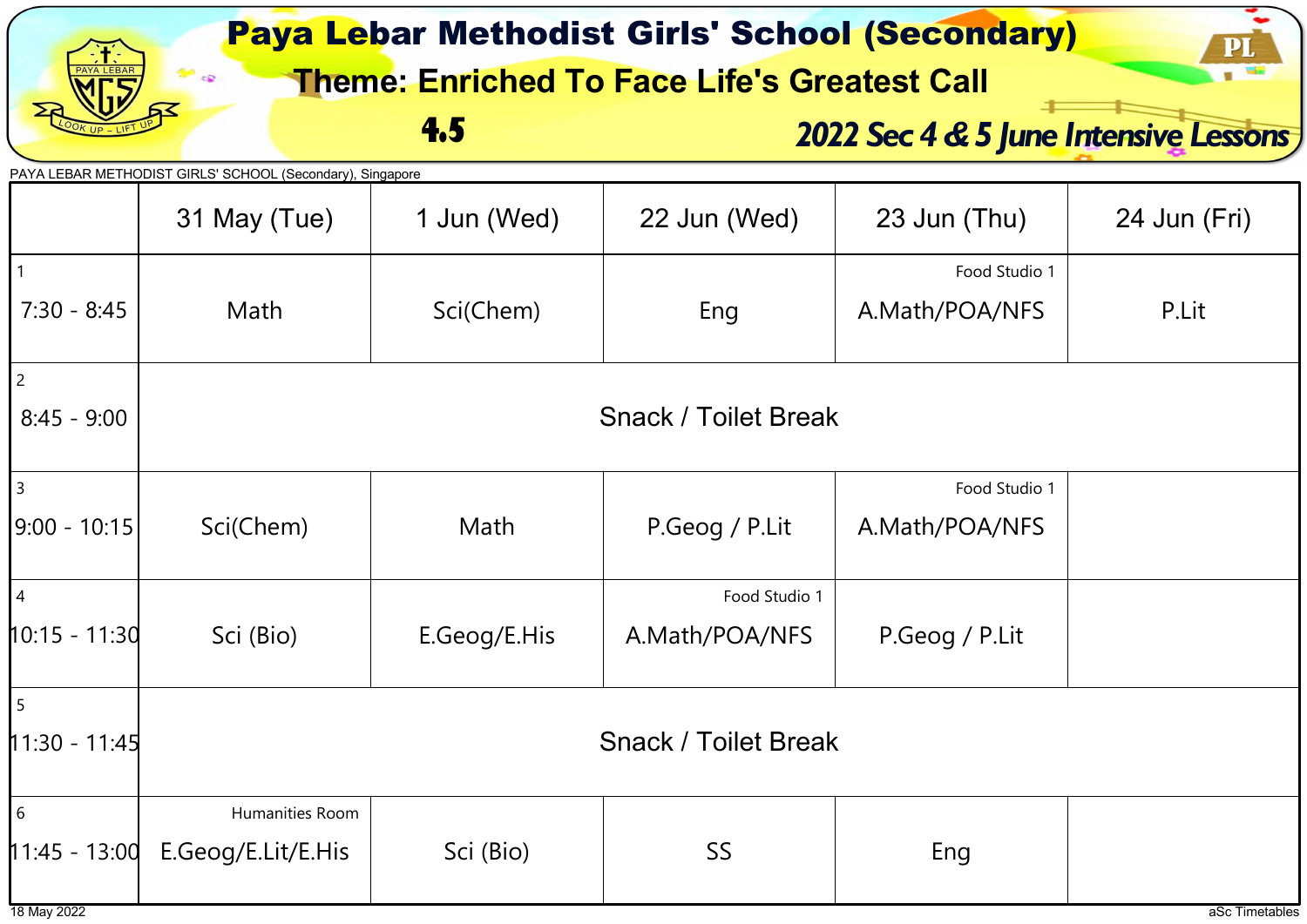# Paya Lebar Methodist Girls' School (Secondary)

## Theme: Enriched To Face Life's Greatest Call

**4.5**

***2022 Sec 4 & 5 June Intensive Lessons***

PAYA LEBAR METHODIST GIRLS' SCHOOL (Secondary), Singapore

| | 31 May (Tue) | 1 Jun (Wed) | 22 Jun (Wed) | 23 Jun (Thu) | 24 Jun (Fri) |
|---|---|---|---|---|---|
| 1<br>7:30 - 8:45 | Math | Sci(Chem) | Eng | Food Studio 1<br>A.Math/POA/NFS | P.Lit |
| 2<br>8:45 - 9:00 | Snack / Toilet Break | | | | |
| 3<br>9:00 - 10:15 | Sci(Chem) | Math | P.Geog / P.Lit | Food Studio 1<br>A.Math/POA/NFS | |
| 4<br>10:15 - 11:30 | Sci (Bio) | E.Geog/E.His | Food Studio 1<br>A.Math/POA/NFS | P.Geog / P.Lit | |
| 5<br>11:30 - 11:45 | Snack / Toilet Break | | | | |
| 6<br>11:45 - 13:00 | Humanities Room<br>E.Geog/E.Lit/E.His | Sci (Bio) | SS | Eng | |

18 May 2022

aSc Timetables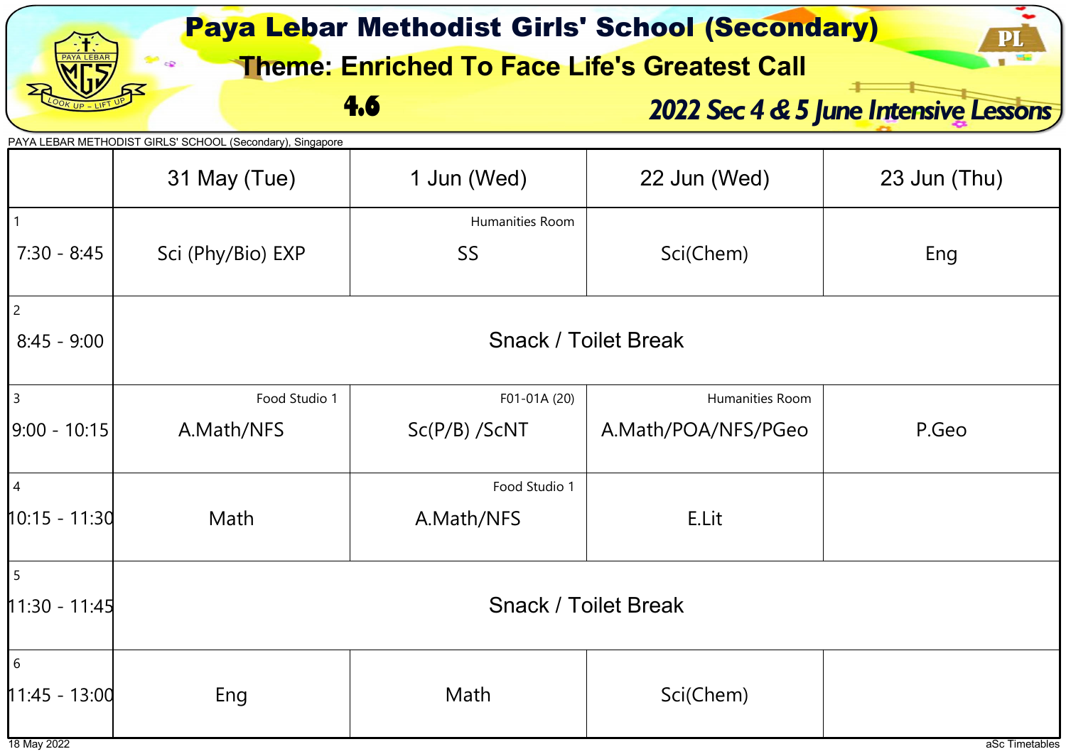# Paya Lebar Methodist Girls' School (Secondary)

## Theme: Enriched To Face Life's Greatest Call

**4.6**

***2022 Sec 4 & 5 June Intensive Lessons***

PAYA LEBAR METHODIST GIRLS' SCHOOL (Secondary), Singapore

| | 31 May (Tue) | 1 Jun (Wed) | 22 Jun (Wed) | 23 Jun (Thu) |
|---|---|---|---|---|
| 1<br>7:30 - 8:45 | Sci (Phy/Bio) EXP | Humanities Room<br>SS | Sci(Chem) | Eng |
| 2<br>8:45 - 9:00 | Snack / Toilet Break | | | |
| 3<br>9:00 - 10:15 | Food Studio 1<br>A.Math/NFS | F01-01A (20)<br>Sc(P/B) /ScNT | Humanities Room<br>A.Math/POA/NFS/PGeo | P.Geo |
| 4<br>10:15 - 11:30 | Math | Food Studio 1<br>A.Math/NFS | E.Lit | |
| 5<br>11:30 - 11:45 | Snack / Toilet Break | | | |
| 6<br>11:45 - 13:00 | Eng | Math | Sci(Chem) | |

18 May 2022

aSc Timetables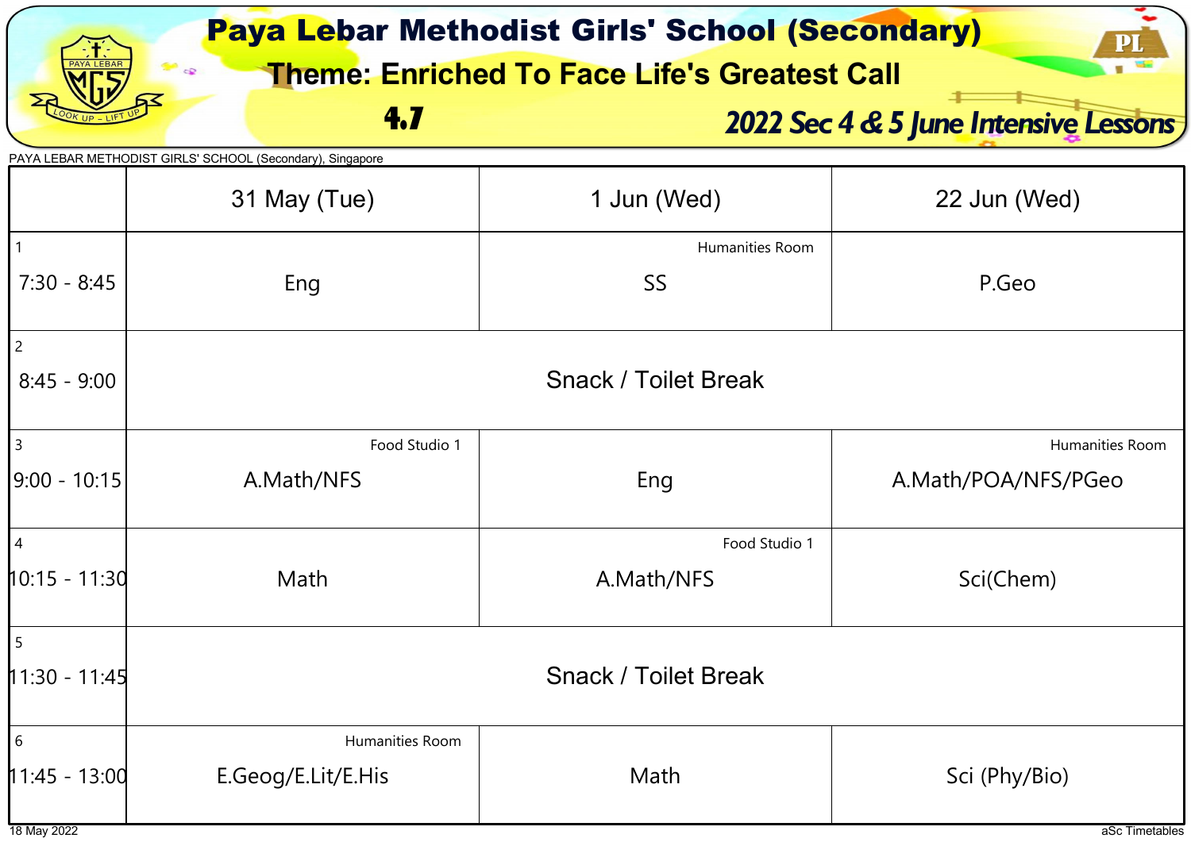# Paya Lebar Methodist Girls' School (Secondary)

## Theme: Enriched To Face Life's Greatest Call

**4.7**

***2022 Sec 4 & 5 June Intensive Lessons***

PAYA LEBAR METHODIST GIRLS' SCHOOL (Secondary), Singapore

| | 31 May (Tue) | 1 Jun (Wed) | 22 Jun (Wed) |
|---|---|---|---|
| 1<br>7:30 - 8:45 | Eng | Humanities Room<br>SS | P.Geo |
| 2<br>8:45 - 9:00 | Snack / Toilet Break | | |
| 3<br>9:00 - 10:15 | Food Studio 1<br>A.Math/NFS | Eng | Humanities Room<br>A.Math/POA/NFS/PGeo |
| 4<br>10:15 - 11:30 | Math | Food Studio 1<br>A.Math/NFS | Sci(Chem) |
| 5<br>11:30 - 11:45 | Snack / Toilet Break | | |
| 6<br>11:45 - 13:00 | Humanities Room<br>E.Geog/E.Lit/E.His | Math | Sci (Phy/Bio) |

18 May 2022

aSc Timetables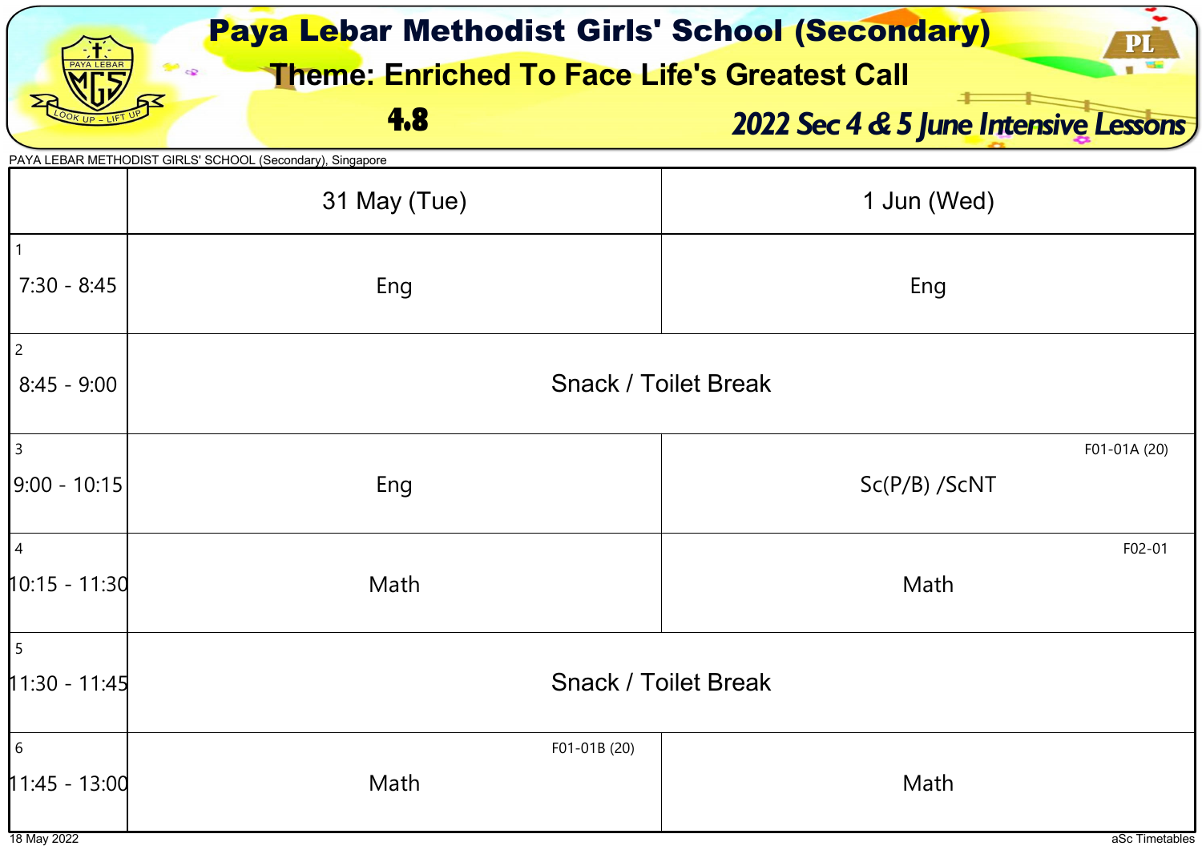# Paya Lebar Methodist Girls' School (Secondary)

## Theme: Enriched To Face Life's Greatest Call

**4.8**

***2022 Sec 4 & 5 June Intensive Lessons***

PAYA LEBAR METHODIST GIRLS' SCHOOL (Secondary), Singapore

| | 31 May (Tue) | 1 Jun (Wed) |
|---|---|---|
| 1<br>7:30 - 8:45 | Eng | Eng |
| 2<br>8:45 - 9:00 | Snack / Toilet Break | |
| 3<br>9:00 - 10:15 | Eng | F01-01A (20)<br>Sc(P/B) /ScNT |
| 4<br>10:15 - 11:30 | Math | F02-01<br>Math |
| 5<br>11:30 - 11:45 | Snack / Toilet Break | |
| 6<br>11:45 - 13:00 | F01-01B (20)<br>Math | Math |

18 May 2022

aSc Timetables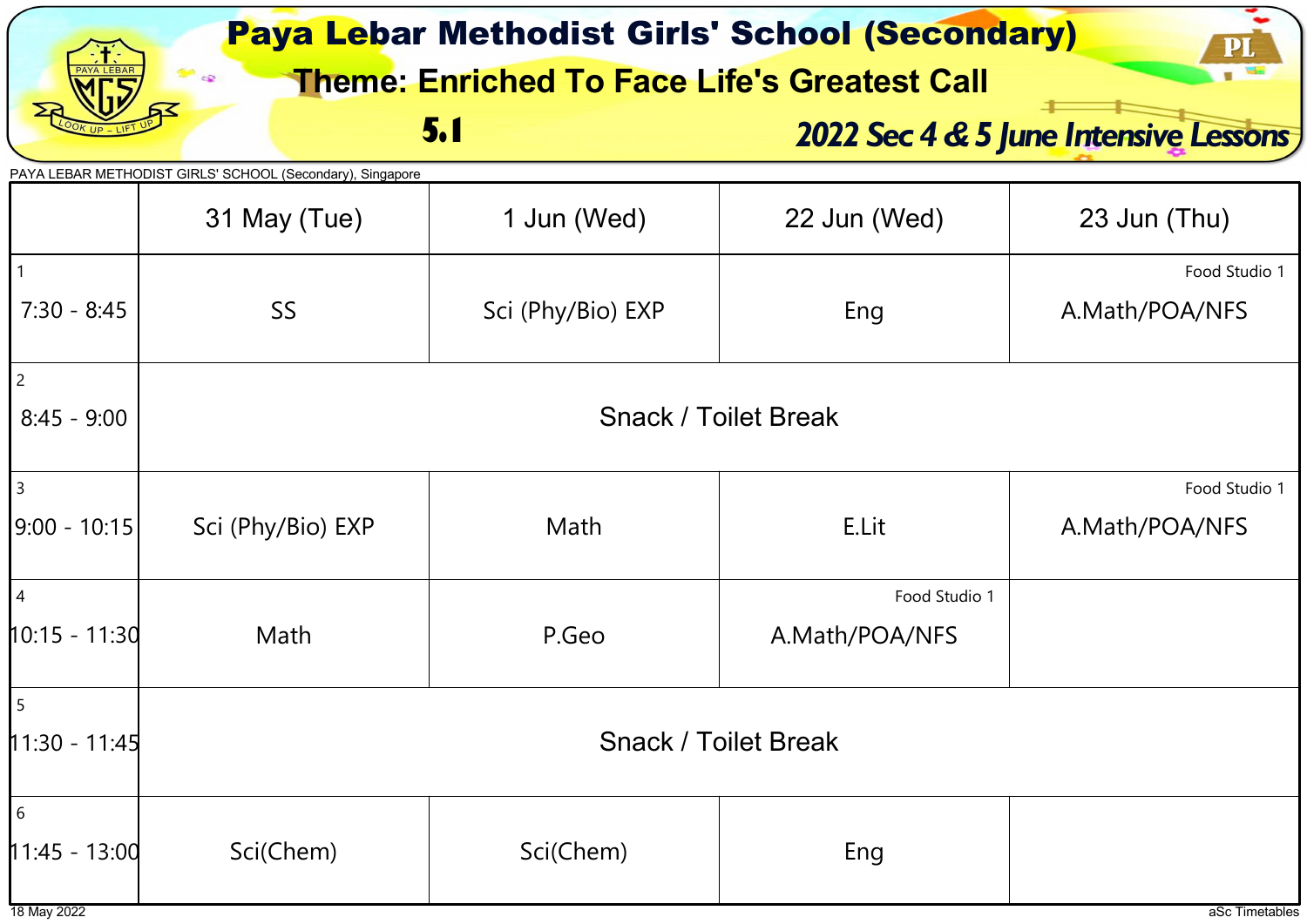# Paya Lebar Methodist Girls' School (Secondary)

## Theme: Enriched To Face Life's Greatest Call

**5.1**

***2022 Sec 4 & 5 June Intensive Lessons***

PAYA LEBAR METHODIST GIRLS' SCHOOL (Secondary), Singapore

| | 31 May (Tue) | 1 Jun (Wed) | 22 Jun (Wed) | 23 Jun (Thu) |
|---|---|---|---|---|
| 1<br>7:30 - 8:45 | SS | Sci (Phy/Bio) EXP | Eng | Food Studio 1<br>A.Math/POA/NFS |
| 2<br>8:45 - 9:00 | Snack / Toilet Break | | | |
| 3<br>9:00 - 10:15 | Sci (Phy/Bio) EXP | Math | E.Lit | Food Studio 1<br>A.Math/POA/NFS |
| 4<br>10:15 - 11:30 | Math | P.Geo | Food Studio 1<br>A.Math/POA/NFS | |
| 5<br>11:30 - 11:45 | Snack / Toilet Break | | | |
| 6<br>11:45 - 13:00 | Sci(Chem) | Sci(Chem) | Eng | |

18 May 2022

aSc Timetables